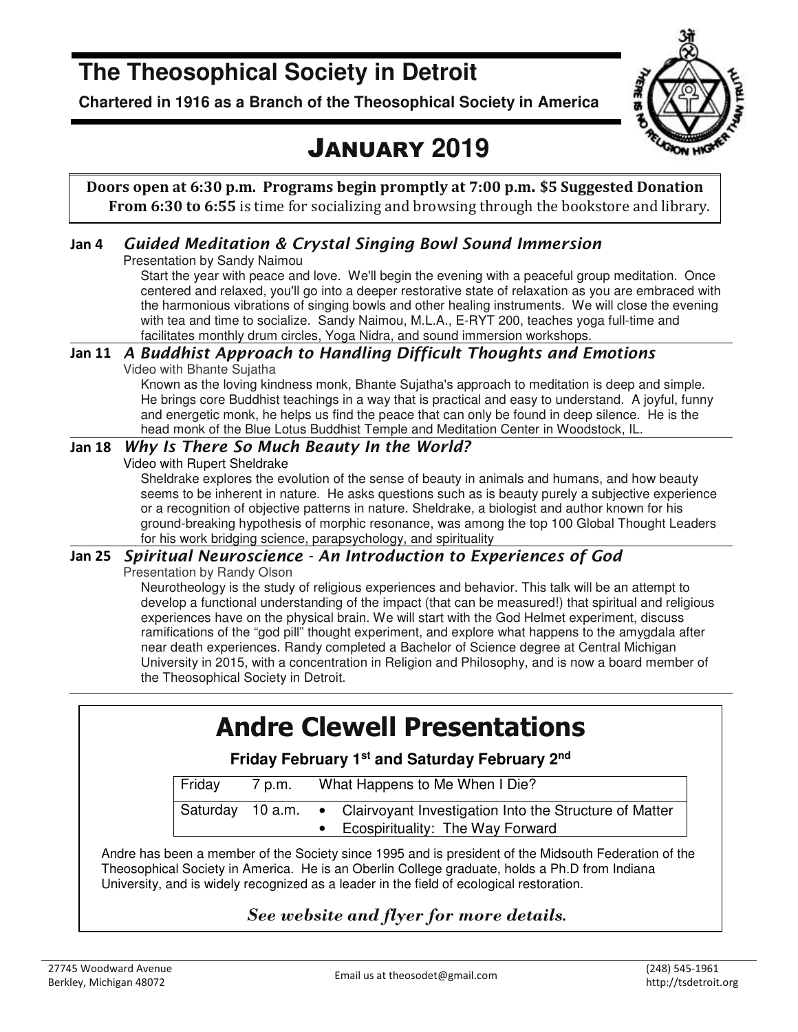# The Theosophical Society in Detroit

**Chartered in 1916 as a Branch of the Theosophical Society in America**

## JANUARY 2019

**Doors open at 6:30 p.m. Programs begin promptly at 7:00 p.m. $5 Suggested Donation**
**From 6:30 to 6:55** is time for socializing and browsing through the bookstore and library.

**Jan 4** ***Guided Meditation & Crystal Singing Bowl Sound Immersion***

Presentation by Sandy Naimou

Start the year with peace and love. We'll begin the evening with a peaceful group meditation. Once centered and relaxed, you'll go into a deeper restorative state of relaxation as you are embraced with the harmonious vibrations of singing bowls and other healing instruments. We will close the evening with tea and time to socialize. Sandy Naimou, M.L.A., E-RYT 200, teaches yoga full-time and facilitates monthly drum circles, Yoga Nidra, and sound immersion workshops.

**Jan 11** ***A Buddhist Approach to Handling Difficult Thoughts and Emotions***

Video with Bhante Sujatha

Known as the loving kindness monk, Bhante Sujatha's approach to meditation is deep and simple. He brings core Buddhist teachings in a way that is practical and easy to understand. A joyful, funny and energetic monk, he helps us find the peace that can only be found in deep silence. He is the head monk of the Blue Lotus Buddhist Temple and Meditation Center in Woodstock, IL.

**Jan 18** ***Why Is There So Much Beauty In the World?***

Video with Rupert Sheldrake

Sheldrake explores the evolution of the sense of beauty in animals and humans, and how beauty seems to be inherent in nature. He asks questions such as is beauty purely a subjective experience or a recognition of objective patterns in nature. Sheldrake, a biologist and author known for his ground-breaking hypothesis of morphic resonance, was among the top 100 Global Thought Leaders for his work bridging science, parapsychology, and spirituality

**Jan 25** ***Spiritual Neuroscience - An Introduction to Experiences of God***

Presentation by Randy Olson

Neurotheology is the study of religious experiences and behavior. This talk will be an attempt to develop a functional understanding of the impact (that can be measured!) that spiritual and religious experiences have on the physical brain. We will start with the God Helmet experiment, discuss ramifications of the "god pill" thought experiment, and explore what happens to the amygdala after near death experiences. Randy completed a Bachelor of Science degree at Central Michigan University in 2015, with a concentration in Religion and Philosophy, and is now a board member of the Theosophical Society in Detroit.

---

## Andre Clewell Presentations

**Friday February 1st and Saturday February 2nd**

| Day | Time | Topic |
|---|---|---|
| Friday | 7 p.m. | What Happens to Me When I Die? |
| Saturday | 10 a.m. | • Clairvoyant Investigation Into the Structure of Matter<br>• Ecospirituality: The Way Forward |

Andre has been a member of the Society since 1995 and is president of the Midsouth Federation of the Theosophical Society in America. He is an Oberlin College graduate, holds a Ph.D from Indiana University, and is widely recognized as a leader in the field of ecological restoration.

***See website and flyer for more details.***

---

27745 Woodward Avenue
Berkley, Michigan 48072

Email us at theosodet@gmail.com

(248) 545-1961
http://tsdetroit.org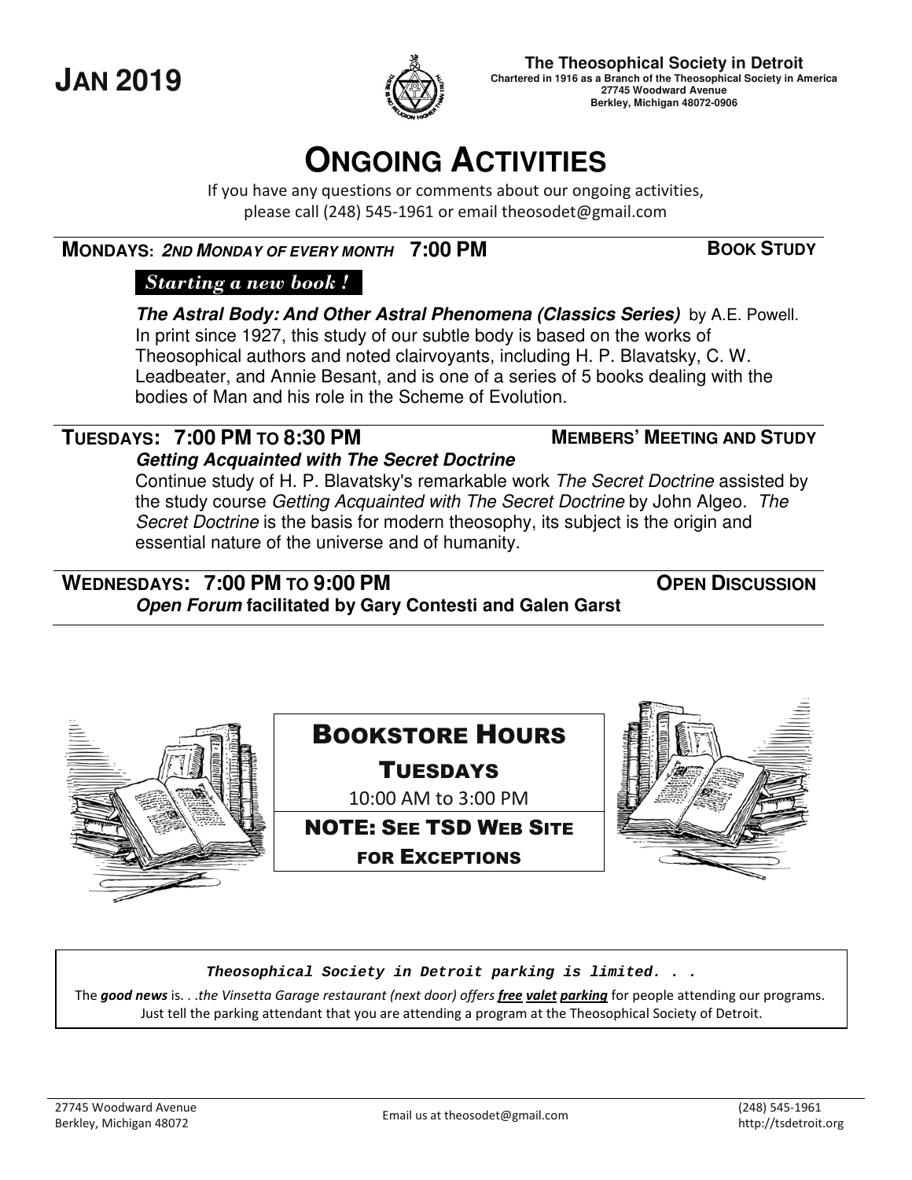**JAN 2019**

**The Theosophical Society in Detroit**
**Chartered in 1916 as a Branch of the Theosophical Society in America**
**27745 Woodward Avenue**
**Berkley, Michigan 48072-0906**

# ONGOING ACTIVITIES

If you have any questions or comments about our ongoing activities, please call (248) 545-1961 or email theosodet@gmail.com

---

**MONDAYS: *2ND MONDAY OF EVERY MONTH* 7:00 PM** — **BOOK STUDY**

***Starting a new book !***

***The Astral Body: And Other Astral Phenomena (Classics Series)*** by A.E. Powell. In print since 1927, this study of our subtle body is based on the works of Theosophical authors and noted clairvoyants, including H. P. Blavatsky, C. W. Leadbeater, and Annie Besant, and is one of a series of 5 books dealing with the bodies of Man and his role in the Scheme of Evolution.

---

**TUESDAYS: 7:00 PM TO 8:30 PM** — **MEMBERS' MEETING AND STUDY**

***Getting Acquainted with The Secret Doctrine***

Continue study of H. P. Blavatsky's remarkable work *The Secret Doctrine* assisted by the study course *Getting Acquainted with The Secret Doctrine* by John Algeo. *The Secret Doctrine* is the basis for modern theosophy, its subject is the origin and essential nature of the universe and of humanity.

---

**WEDNESDAYS: 7:00 PM TO 9:00 PM** — **OPEN DISCUSSION**

***Open Forum*** **facilitated by Gary Contesti and Galen Garst**

---

## BOOKSTORE HOURS

**TUESDAYS**

10:00 AM to 3:00 PM

**NOTE: SEE TSD WEB SITE FOR EXCEPTIONS**

---

***Theosophical Society in Detroit parking is limited. . .***

The ***good news*** is. . .*the Vinsetta Garage restaurant (next door) offers* ***free valet parking*** for people attending our programs. Just tell the parking attendant that you are attending a program at the Theosophical Society of Detroit.

27745 Woodward Avenue
Berkley, Michigan 48072

Email us at theosodet@gmail.com

(248) 545-1961
http://tsdetroit.org